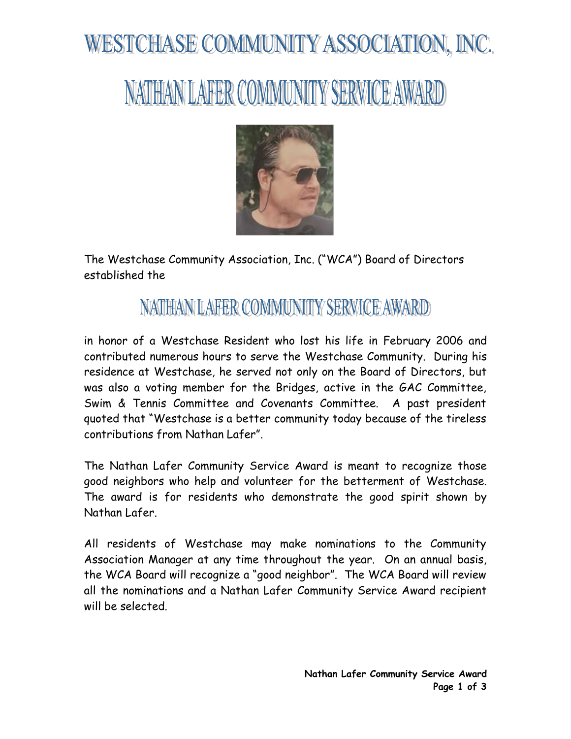# WESTCHASE COMMUNITY ASSOCIATION, INC.

# NATHAN LAFER COMMUNITY SERVICE AWARD

The Westchase Community Association, Inc. ("WCA") Board of Directors established the

## NATHAN LAFER COMMUNITY SERVICE AWARD

in honor of a Westchase Resident who lost his life in February 2006 and contributed numerous hours to serve the Westchase Community. During his residence at Westchase, he served not only on the Board of Directors, but was also a voting member for the Bridges, active in the GAC Committee, Swim & Tennis Committee and Covenants Committee. A past president quoted that "Westchase is a better community today because of the tireless contributions from Nathan Lafer".

The Nathan Lafer Community Service Award is meant to recognize those good neighbors who help and volunteer for the betterment of Westchase. The award is for residents who demonstrate the good spirit shown by Nathan Lafer.

All residents of Westchase may make nominations to the Community Association Manager at any time throughout the year. On an annual basis, the WCA Board will recognize a "good neighbor". The WCA Board will review all the nominations and a Nathan Lafer Community Service Award recipient will be selected.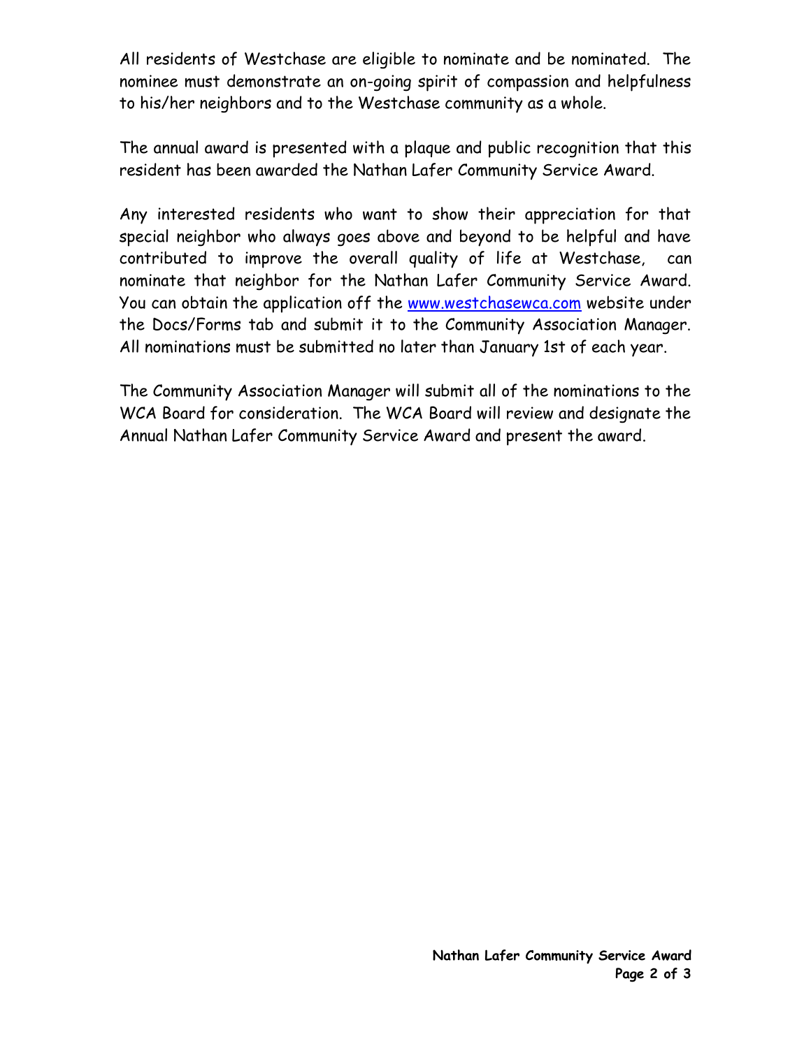All residents of Westchase are eligible to nominate and be nominated. The nominee must demonstrate an on-going spirit of compassion and helpfulness to his/her neighbors and to the Westchase community as a whole.

The annual award is presented with a plaque and public recognition that this resident has been awarded the Nathan Lafer Community Service Award.

Any interested residents who want to show their appreciation for that special neighbor who always goes above and beyond to be helpful and have contributed to improve the overall quality of life at Westchase, can nominate that neighbor for the Nathan Lafer Community Service Award. You can obtain the application off the [www.westchasewca.com](http://www.westchasewca.com) website under the Docs/Forms tab and submit it to the Community Association Manager. All nominations must be submitted no later than January 1st of each year.

The Community Association Manager will submit all of the nominations to the WCA Board for consideration. The WCA Board will review and designate the Annual Nathan Lafer Community Service Award and present the award.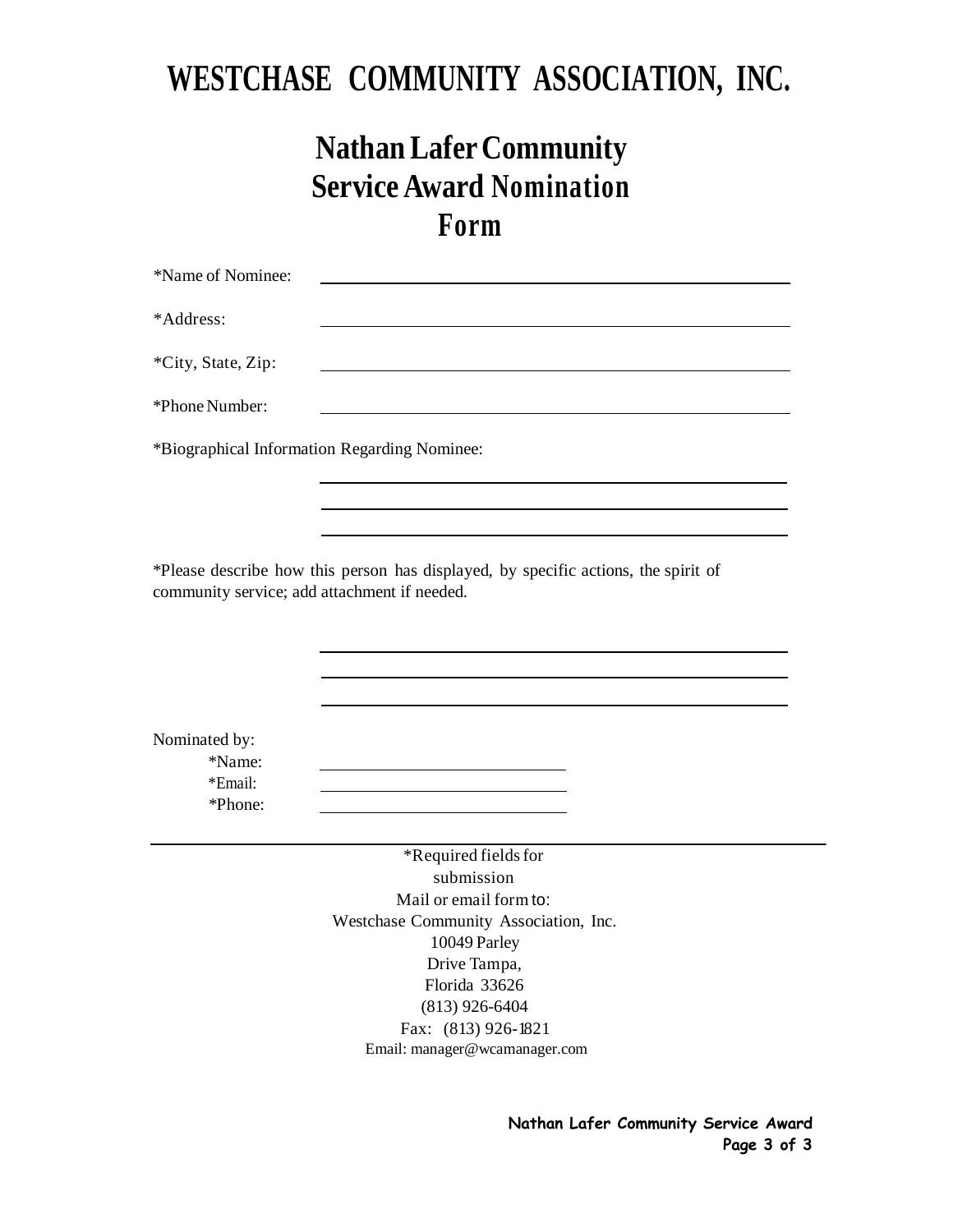# WESTCHASE COMMUNITY ASSOCIATION, INC.

## Nathan Lafer Community Service Award Nomination Form

*Name of Nominee: ______________________________

*Address: ______________________________

*City, State, Zip: ______________________________

*Phone Number: ______________________________

*Biographical Information Regarding Nominee:

______________________________

______________________________

______________________________

*Please describe how this person has displayed, by specific actions, the spirit of community service; add attachment if needed.

______________________________

______________________________

______________________________

Nominated by:

*Name: ____________________

*Email: ____________________

*Phone: ____________________

---

*Required fields for submission

Mail or email form to:

Westchase Community Association, Inc.
10049 Parley Drive Tampa, Florida 33626
(813) 926-6404
Fax: (813) 926-1821
Email: manager@wcamanager.com